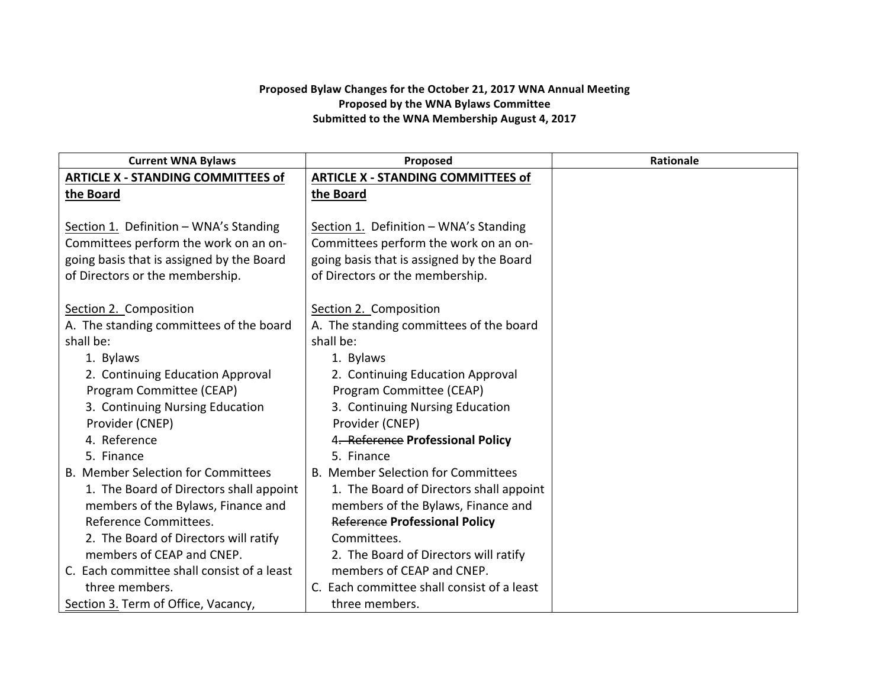**Proposed Bylaw Changes for the October 21, 2017 WNA Annual Meeting**
**Proposed by the WNA Bylaws Committee**
**Submitted to the WNA Membership August 4, 2017**

| Current WNA Bylaws | Proposed | Rationale |
|---|---|---|
| **ARTICLE X - STANDING COMMITTEES of the Board**<br><br>Section 1. Definition – WNA's Standing Committees perform the work on an on-going basis that is assigned by the Board of Directors or the membership.<br><br>Section 2. Composition<br>A. The standing committees of the board shall be:<br>1. Bylaws<br>2. Continuing Education Approval Program Committee (CEAP)<br>3. Continuing Nursing Education Provider (CNEP)<br>4. Reference<br>5. Finance<br>B. Member Selection for Committees<br>1. The Board of Directors shall appoint members of the Bylaws, Finance and Reference Committees.<br>2. The Board of Directors will ratify members of CEAP and CNEP.<br>C. Each committee shall consist of a least three members.<br>Section 3. Term of Office, Vacancy, | **ARTICLE X - STANDING COMMITTEES of the Board**<br><br>Section 1. Definition – WNA's Standing Committees perform the work on an on-going basis that is assigned by the Board of Directors or the membership.<br><br>Section 2. Composition<br>A. The standing committees of the board shall be:<br>1. Bylaws<br>2. Continuing Education Approval Program Committee (CEAP)<br>3. Continuing Nursing Education Provider (CNEP)<br>4~~. Reference~~ **Professional Policy**<br>5. Finance<br>B. Member Selection for Committees<br>1. The Board of Directors shall appoint members of the Bylaws, Finance and ~~Reference~~ **Professional Policy** Committees.<br>2. The Board of Directors will ratify members of CEAP and CNEP.<br>C. Each committee shall consist of a least three members. | |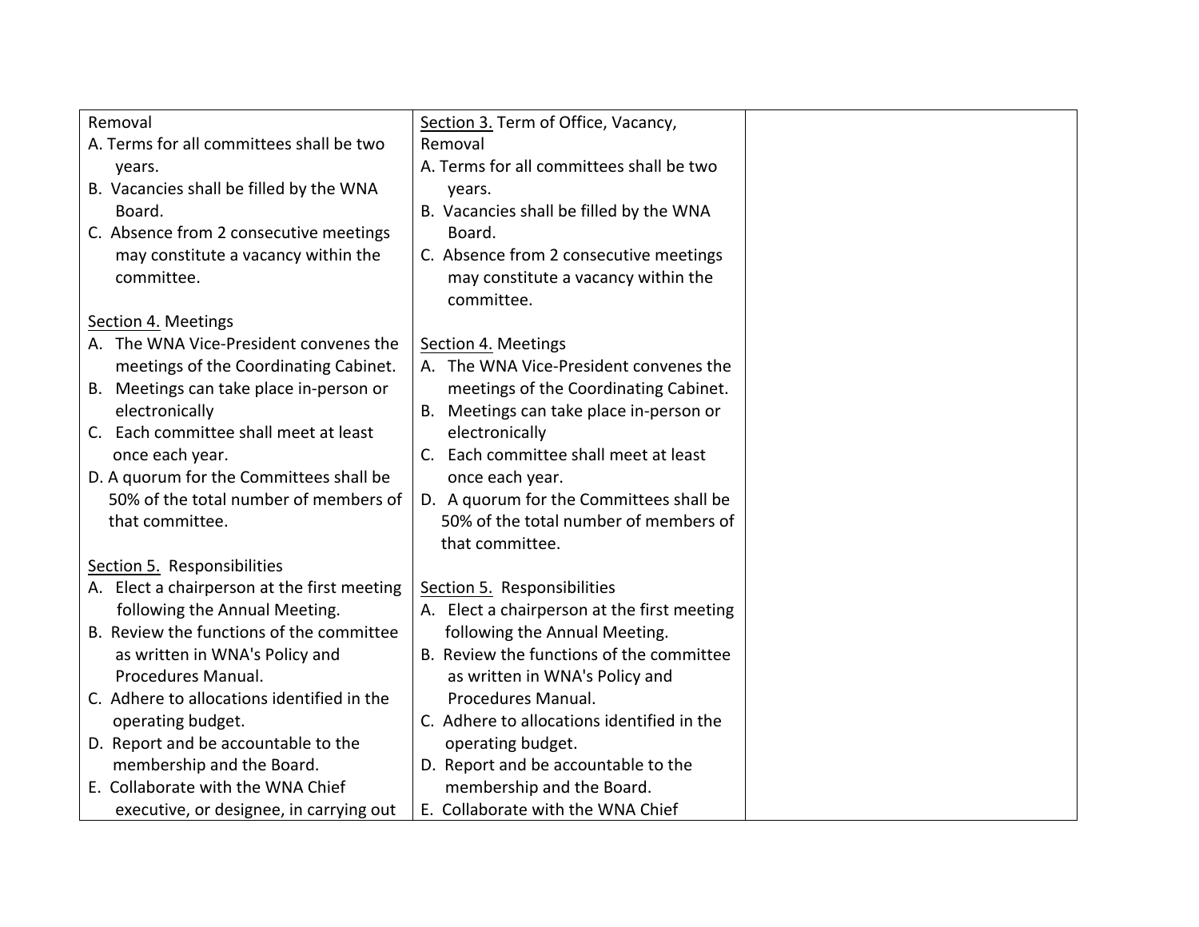| | | |
|---|---|---|
| Removal<br>A. Terms for all committees shall be two years.<br>B. Vacancies shall be filled by the WNA Board.<br>C. Absence from 2 consecutive meetings may constitute a vacancy within the committee.<br><br><u>Section 4.</u> Meetings<br>A. The WNA Vice-President convenes the meetings of the Coordinating Cabinet.<br>B. Meetings can take place in-person or electronically<br>C. Each committee shall meet at least once each year.<br>D. A quorum for the Committees shall be 50% of the total number of members of that committee.<br><br><u>Section 5.</u> Responsibilities<br>A. Elect a chairperson at the first meeting following the Annual Meeting.<br>B. Review the functions of the committee as written in WNA's Policy and Procedures Manual.<br>C. Adhere to allocations identified in the operating budget.<br>D. Report and be accountable to the membership and the Board.<br>E. Collaborate with the WNA Chief executive, or designee, in carrying out | <u>Section 3.</u> Term of Office, Vacancy, Removal<br>A. Terms for all committees shall be two years.<br>B. Vacancies shall be filled by the WNA Board.<br>C. Absence from 2 consecutive meetings may constitute a vacancy within the committee.<br><br><u>Section 4.</u> Meetings<br>A. The WNA Vice-President convenes the meetings of the Coordinating Cabinet.<br>B. Meetings can take place in-person or electronically<br>C. Each committee shall meet at least once each year.<br>D. A quorum for the Committees shall be 50% of the total number of members of that committee.<br><br><u>Section 5.</u> Responsibilities<br>A. Elect a chairperson at the first meeting following the Annual Meeting.<br>B. Review the functions of the committee as written in WNA's Policy and Procedures Manual.<br>C. Adhere to allocations identified in the operating budget.<br>D. Report and be accountable to the membership and the Board.<br>E. Collaborate with the WNA Chief | |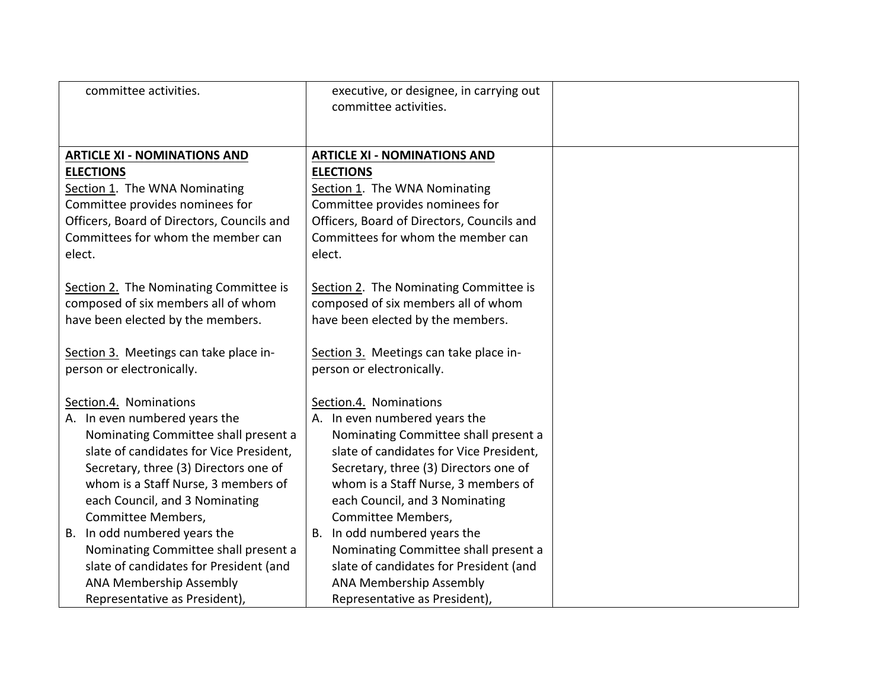| | | |
|---|---|---|
| committee activities. | executive, or designee, in carrying out committee activities. | |
| **ARTICLE XI - NOMINATIONS AND ELECTIONS**<br>Section 1. The WNA Nominating Committee provides nominees for Officers, Board of Directors, Councils and Committees for whom the member can elect.<br><br>Section 2. The Nominating Committee is composed of six members all of whom have been elected by the members.<br><br>Section 3. Meetings can take place in-person or electronically.<br><br>Section.4. Nominations<br>A. In even numbered years the Nominating Committee shall present a slate of candidates for Vice President, Secretary, three (3) Directors one of whom is a Staff Nurse, 3 members of each Council, and 3 Nominating Committee Members,<br>B. In odd numbered years the Nominating Committee shall present a slate of candidates for President (and ANA Membership Assembly Representative as President), | **ARTICLE XI - NOMINATIONS AND ELECTIONS**<br>Section 1. The WNA Nominating Committee provides nominees for Officers, Board of Directors, Councils and Committees for whom the member can elect.<br><br>Section 2. The Nominating Committee is composed of six members all of whom have been elected by the members.<br><br>Section 3. Meetings can take place in-person or electronically.<br><br>Section.4. Nominations<br>A. In even numbered years the Nominating Committee shall present a slate of candidates for Vice President, Secretary, three (3) Directors one of whom is a Staff Nurse, 3 members of each Council, and 3 Nominating Committee Members,<br>B. In odd numbered years the Nominating Committee shall present a slate of candidates for President (and ANA Membership Assembly Representative as President), | |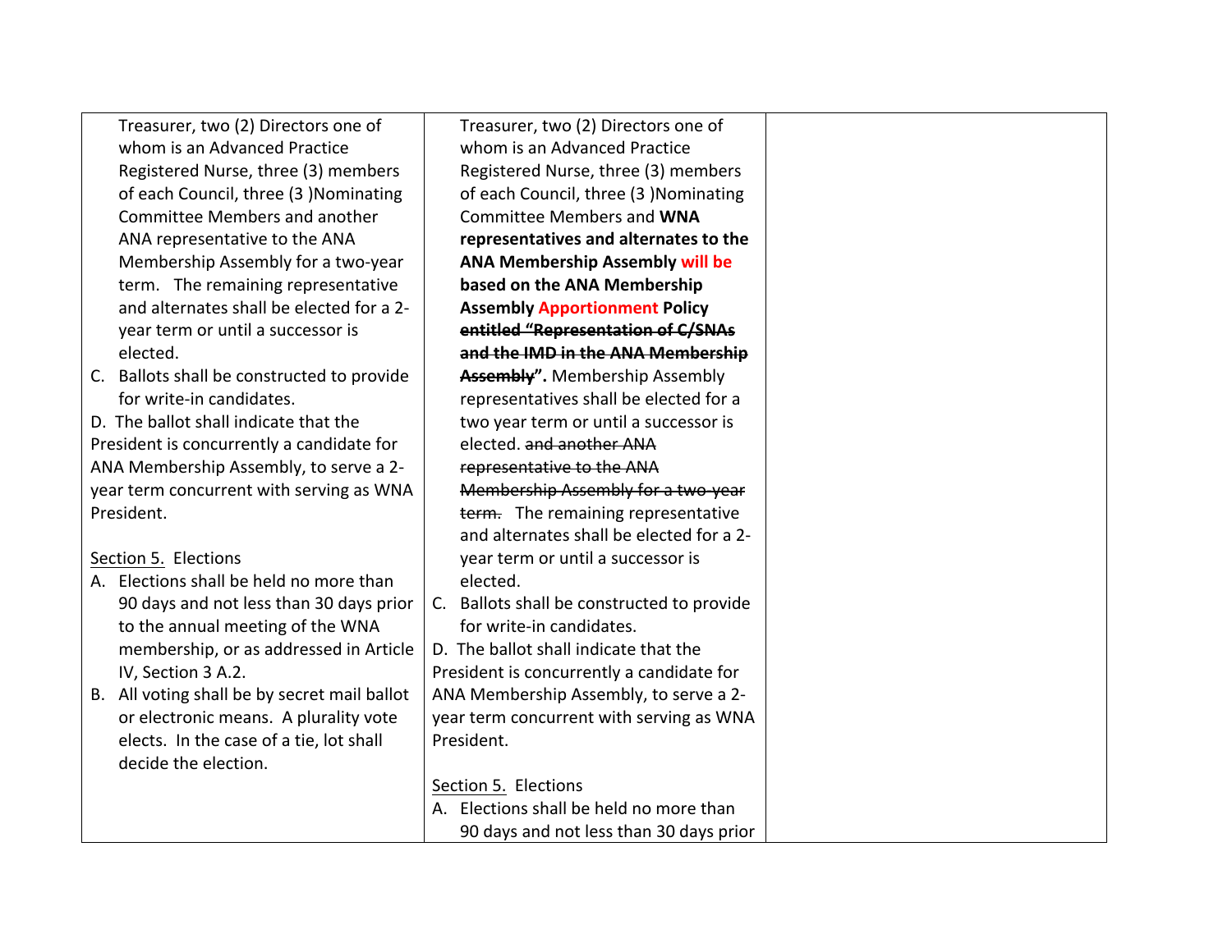| | | |
|---|---|---|
| Treasurer, two (2) Directors one of whom is an Advanced Practice Registered Nurse, three (3) members of each Council, three (3 )Nominating Committee Members and another ANA representative to the ANA Membership Assembly for a two-year term. The remaining representative and alternates shall be elected for a 2-year term or until a successor is elected.<br>C. Ballots shall be constructed to provide for write-in candidates.<br>D. The ballot shall indicate that the President is concurrently a candidate for ANA Membership Assembly, to serve a 2-year term concurrent with serving as WNA President.<br><br><u>Section 5.</u> Elections<br>A. Elections shall be held no more than 90 days and not less than 30 days prior to the annual meeting of the WNA membership, or as addressed in Article IV, Section 3 A.2.<br>B. All voting shall be by secret mail ballot or electronic means. A plurality vote elects. In the case of a tie, lot shall decide the election. | Treasurer, two (2) Directors one of whom is an Advanced Practice Registered Nurse, three (3) members of each Council, three (3 )Nominating Committee Members and **WNA representatives and alternates to the ANA Membership Assembly will be based on the ANA Membership Assembly Apportionment Policy ~~entitled "Representation of C/SNAs and the IMD in the ANA Membership Assembly~~".** Membership Assembly representatives shall be elected for a two year term or until a successor is elected. ~~and another ANA representative to the ANA Membership Assembly for a two-year term.~~ The remaining representative and alternates shall be elected for a 2-year term or until a successor is elected.<br>C. Ballots shall be constructed to provide for write-in candidates.<br>D. The ballot shall indicate that the President is concurrently a candidate for ANA Membership Assembly, to serve a 2-year term concurrent with serving as WNA President.<br><br><u>Section 5.</u> Elections<br>A. Elections shall be held no more than 90 days and not less than 30 days prior | |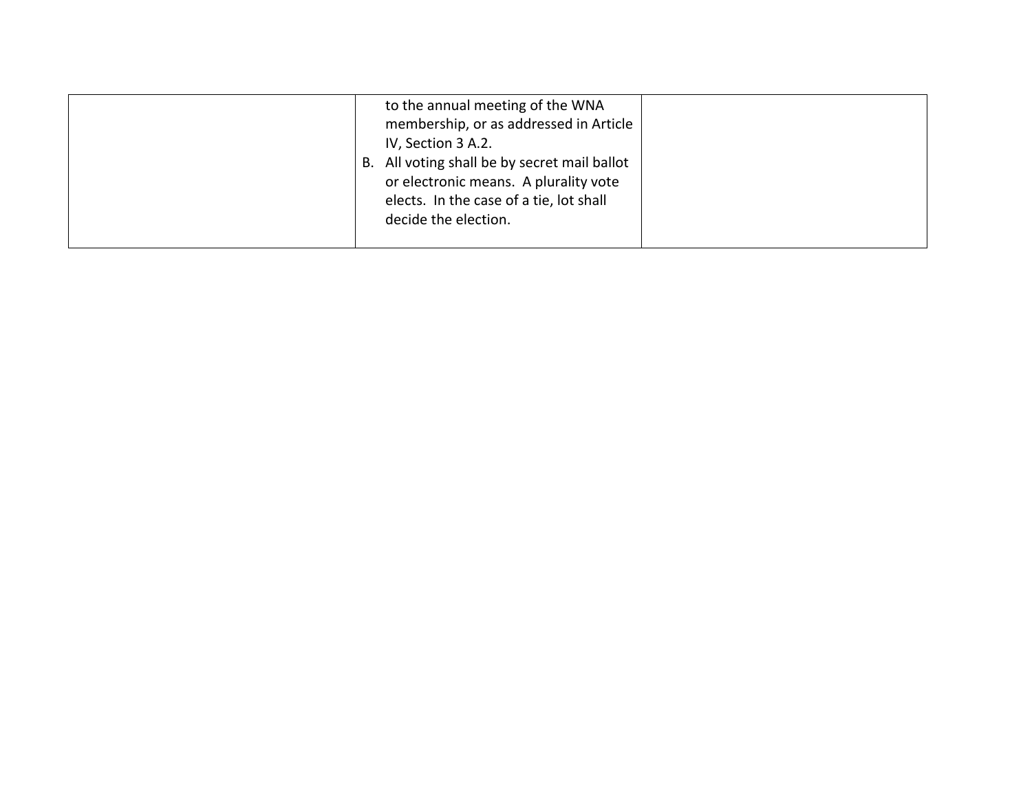| | | |
|---|---|---|
| | to the annual meeting of the WNA membership, or as addressed in Article IV, Section 3 A.2.<br>B. All voting shall be by secret mail ballot or electronic means. A plurality vote elects. In the case of a tie, lot shall decide the election. | |